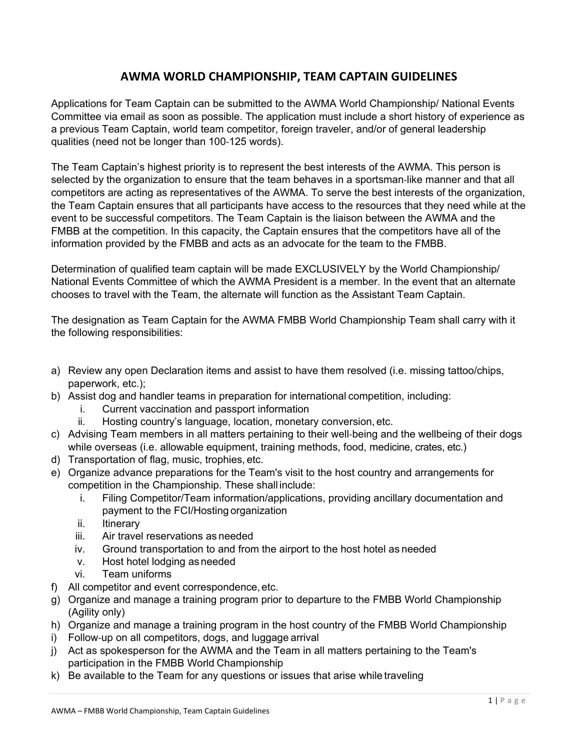# AWMA WORLD CHAMPIONSHIP, TEAM CAPTAIN GUIDELINES

Applications for Team Captain can be submitted to the AWMA World Championship/ National Events Committee via email as soon as possible. The application must include a short history of experience as a previous Team Captain, world team competitor, foreign traveler, and/or of general leadership qualities (need not be longer than 100-125 words).

The Team Captain's highest priority is to represent the best interests of the AWMA. This person is selected by the organization to ensure that the team behaves in a sportsman-like manner and that all competitors are acting as representatives of the AWMA. To serve the best interests of the organization, the Team Captain ensures that all participants have access to the resources that they need while at the event to be successful competitors. The Team Captain is the liaison between the AWMA and the FMBB at the competition. In this capacity, the Captain ensures that the competitors have all of the information provided by the FMBB and acts as an advocate for the team to the FMBB.

Determination of qualified team captain will be made EXCLUSIVELY by the World Championship/ National Events Committee of which the AWMA President is a member. In the event that an alternate chooses to travel with the Team, the alternate will function as the Assistant Team Captain.

The designation as Team Captain for the AWMA FMBB World Championship Team shall carry with it the following responsibilities:

a) Review any open Declaration items and assist to have them resolved (i.e. missing tattoo/chips, paperwork, etc.);
b) Assist dog and handler teams in preparation for international competition, including:
    i. Current vaccination and passport information
    ii. Hosting country's language, location, monetary conversion, etc.
c) Advising Team members in all matters pertaining to their well-being and the wellbeing of their dogs while overseas (i.e. allowable equipment, training methods, food, medicine, crates, etc.)
d) Transportation of flag, music, trophies, etc.
e) Organize advance preparations for the Team's visit to the host country and arrangements for competition in the Championship. These shall include:
    i. Filing Competitor/Team information/applications, providing ancillary documentation and payment to the FCI/Hosting organization
    ii. Itinerary
    iii. Air travel reservations as needed
    iv. Ground transportation to and from the airport to the host hotel as needed
    v. Host hotel lodging as needed
    vi. Team uniforms
f) All competitor and event correspondence, etc.
g) Organize and manage a training program prior to departure to the FMBB World Championship (Agility only)
h) Organize and manage a training program in the host country of the FMBB World Championship
i) Follow-up on all competitors, dogs, and luggage arrival
j) Act as spokesperson for the AWMA and the Team in all matters pertaining to the Team's participation in the FMBB World Championship
k) Be available to the Team for any questions or issues that arise while traveling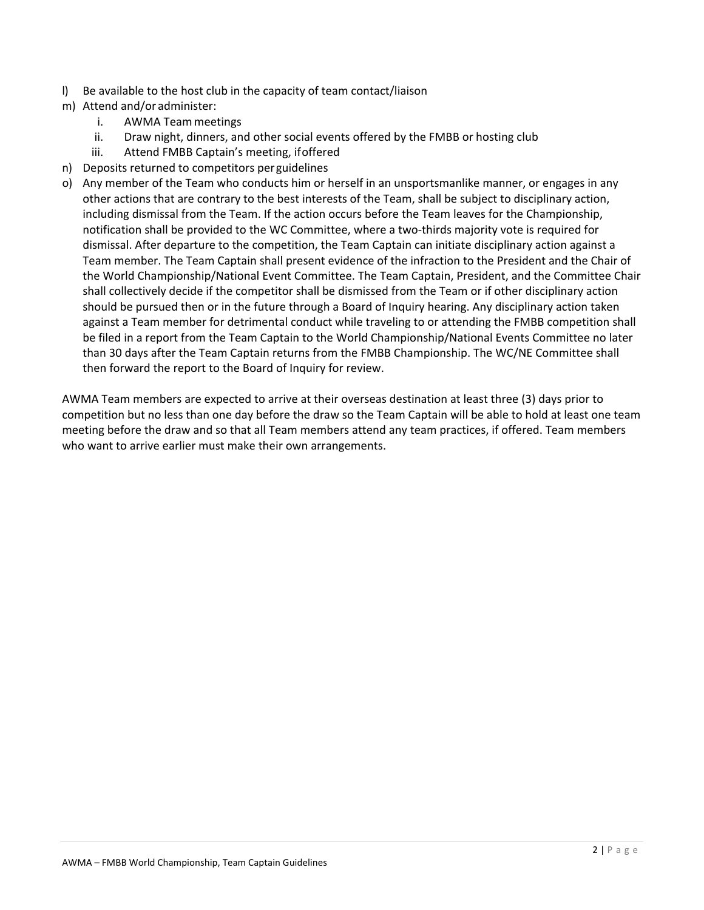l) Be available to the host club in the capacity of team contact/liaison

m) Attend and/or administer:
   i. AWMA Team meetings
   ii. Draw night, dinners, and other social events offered by the FMBB or hosting club
   iii. Attend FMBB Captain's meeting, if offered

n) Deposits returned to competitors per guidelines

o) Any member of the Team who conducts him or herself in an unsportsmanlike manner, or engages in any other actions that are contrary to the best interests of the Team, shall be subject to disciplinary action, including dismissal from the Team. If the action occurs before the Team leaves for the Championship, notification shall be provided to the WC Committee, where a two-thirds majority vote is required for dismissal. After departure to the competition, the Team Captain can initiate disciplinary action against a Team member. The Team Captain shall present evidence of the infraction to the President and the Chair of the World Championship/National Event Committee. The Team Captain, President, and the Committee Chair shall collectively decide if the competitor shall be dismissed from the Team or if other disciplinary action should be pursued then or in the future through a Board of Inquiry hearing. Any disciplinary action taken against a Team member for detrimental conduct while traveling to or attending the FMBB competition shall be filed in a report from the Team Captain to the World Championship/National Events Committee no later than 30 days after the Team Captain returns from the FMBB Championship. The WC/NE Committee shall then forward the report to the Board of Inquiry for review.

AWMA Team members are expected to arrive at their overseas destination at least three (3) days prior to competition but no less than one day before the draw so the Team Captain will be able to hold at least one team meeting before the draw and so that all Team members attend any team practices, if offered. Team members who want to arrive earlier must make their own arrangements.